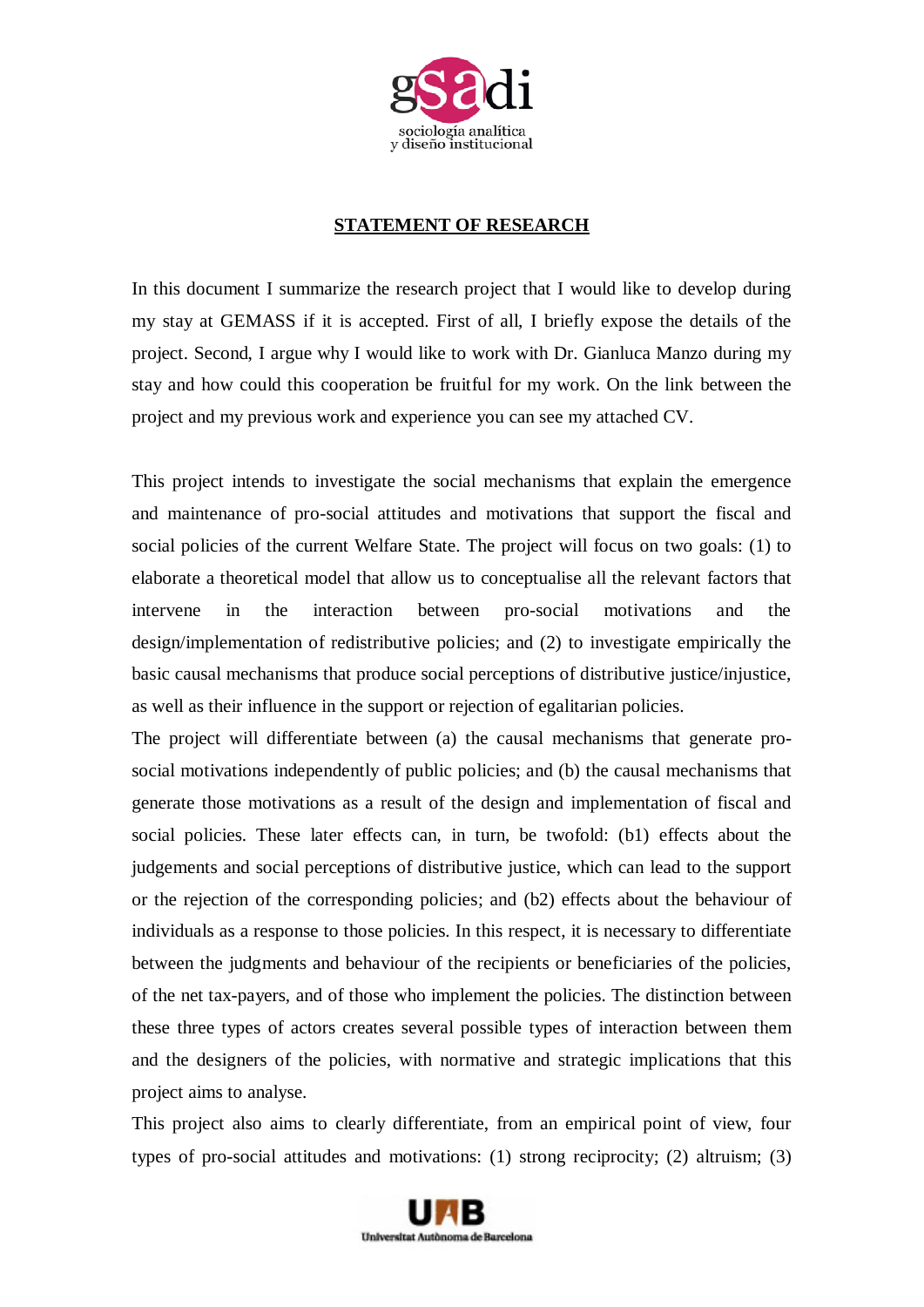## STATEMENT OF RESEARCH

In this document I summarize the research project that I would like to develop during my stay at GEMASS if it is accepted. First of all, I briefly expose the details of the project. Second, I argue why I would like to work with Dr. Gianluca Manzo during my stay and how could this cooperation be fruitful for my work. On the link between the project and my previous work and experience you can see my attached CV.

This project intends to investigate the social mechanisms that explain the emergence and maintenance of pro-social attitudes and motivations that support the fiscal and social policies of the current Welfare State. The project will focus on two goals: (1) to elaborate a theoretical model that allow us to conceptualise all the relevant factors that intervene in the interaction between pro-social motivations and the design/implementation of redistributive policies; and (2) to investigate empirically the basic causal mechanisms that produce social perceptions of distributive justice/injustice, as well as their influence in the support or rejection of egalitarian policies.

The project will differentiate between (a) the causal mechanisms that generate pro-social motivations independently of public policies; and (b) the causal mechanisms that generate those motivations as a result of the design and implementation of fiscal and social policies. These later effects can, in turn, be twofold: (b1) effects about the judgements and social perceptions of distributive justice, which can lead to the support or the rejection of the corresponding policies; and (b2) effects about the behaviour of individuals as a response to those policies. In this respect, it is necessary to differentiate between the judgments and behaviour of the recipients or beneficiaries of the policies, of the net tax-payers, and of those who implement the policies. The distinction between these three types of actors creates several possible types of interaction between them and the designers of the policies, with normative and strategic implications that this project aims to analyse.

This project also aims to clearly differentiate, from an empirical point of view, four types of pro-social attitudes and motivations: (1) strong reciprocity; (2) altruism; (3)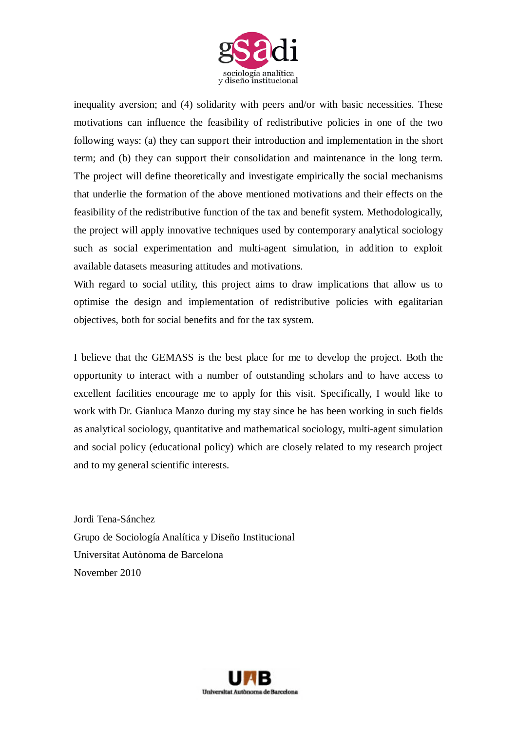inequality aversion; and (4) solidarity with peers and/or with basic necessities. These motivations can influence the feasibility of redistributive policies in one of the two following ways: (a) they can support their introduction and implementation in the short term; and (b) they can support their consolidation and maintenance in the long term. The project will define theoretically and investigate empirically the social mechanisms that underlie the formation of the above mentioned motivations and their effects on the feasibility of the redistributive function of the tax and benefit system. Methodologically, the project will apply innovative techniques used by contemporary analytical sociology such as social experimentation and multi-agent simulation, in addition to exploit available datasets measuring attitudes and motivations.

With regard to social utility, this project aims to draw implications that allow us to optimise the design and implementation of redistributive policies with egalitarian objectives, both for social benefits and for the tax system.

I believe that the GEMASS is the best place for me to develop the project. Both the opportunity to interact with a number of outstanding scholars and to have access to excellent facilities encourage me to apply for this visit. Specifically, I would like to work with Dr. Gianluca Manzo during my stay since he has been working in such fields as analytical sociology, quantitative and mathematical sociology, multi-agent simulation and social policy (educational policy) which are closely related to my research project and to my general scientific interests.

Jordi Tena-Sánchez  
Grupo de Sociología Analítica y Diseño Institucional  
Universitat Autònoma de Barcelona  
November 2010